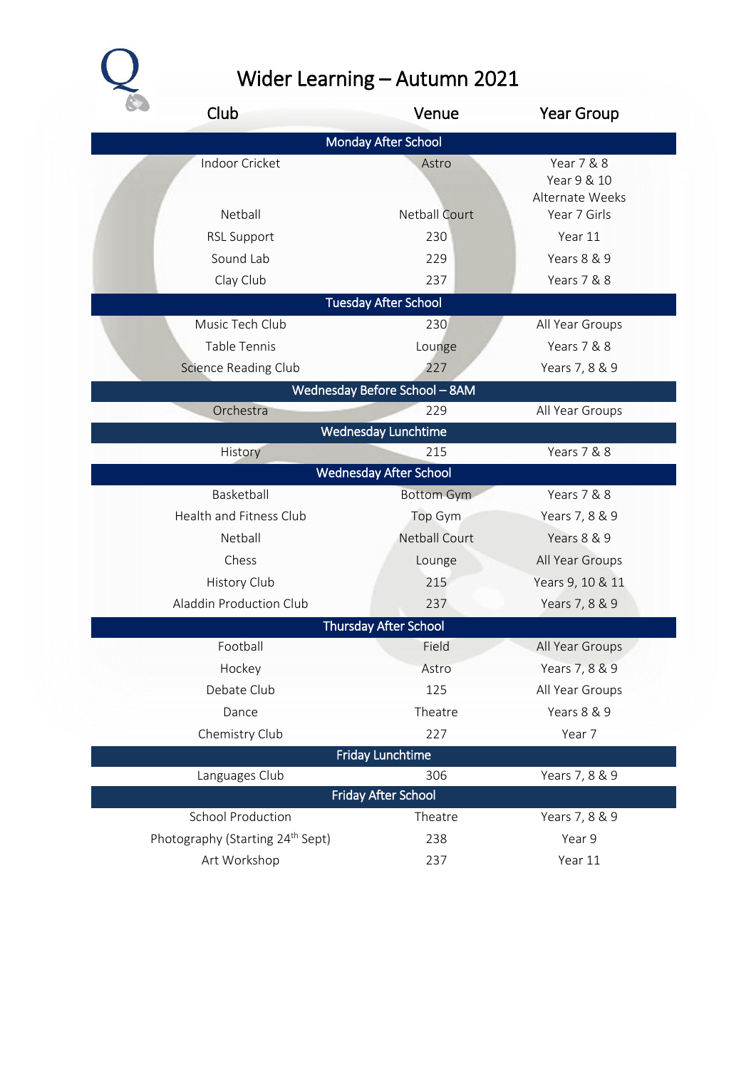# Wider Learning – Autumn 2021

| Club | Venue | Year Group |
|---|---|---|
| **Monday After School** | | |
| Indoor Cricket | Astro | Year 7 & 8<br>Year 9 & 10<br>Alternate Weeks |
| Netball | Netball Court | Year 7 Girls |
| RSL Support | 230 | Year 11 |
| Sound Lab | 229 | Years 8 & 9 |
| Clay Club | 237 | Years 7 & 8 |
| **Tuesday After School** | | |
| Music Tech Club | 230 | All Year Groups |
| Table Tennis | Lounge | Years 7 & 8 |
| Science Reading Club | 227 | Years 7, 8 & 9 |
| **Wednesday Before School – 8AM** | | |
| Orchestra | 229 | All Year Groups |
| **Wednesday Lunchtime** | | |
| History | 215 | Years 7 & 8 |
| **Wednesday After School** | | |
| Basketball | Bottom Gym | Years 7 & 8 |
| Health and Fitness Club | Top Gym | Years 7, 8 & 9 |
| Netball | Netball Court | Years 8 & 9 |
| Chess | Lounge | All Year Groups |
| History Club | 215 | Years 9, 10 & 11 |
| Aladdin Production Club | 237 | Years 7, 8 & 9 |
| **Thursday After School** | | |
| Football | Field | All Year Groups |
| Hockey | Astro | Years 7, 8 & 9 |
| Debate Club | 125 | All Year Groups |
| Dance | Theatre | Years 8 & 9 |
| Chemistry Club | 227 | Year 7 |
| **Friday Lunchtime** | | |
| Languages Club | 306 | Years 7, 8 & 9 |
| **Friday After School** | | |
| School Production | Theatre | Years 7, 8 & 9 |
| Photography (Starting 24th Sept) | 238 | Year 9 |
| Art Workshop | 237 | Year 11 |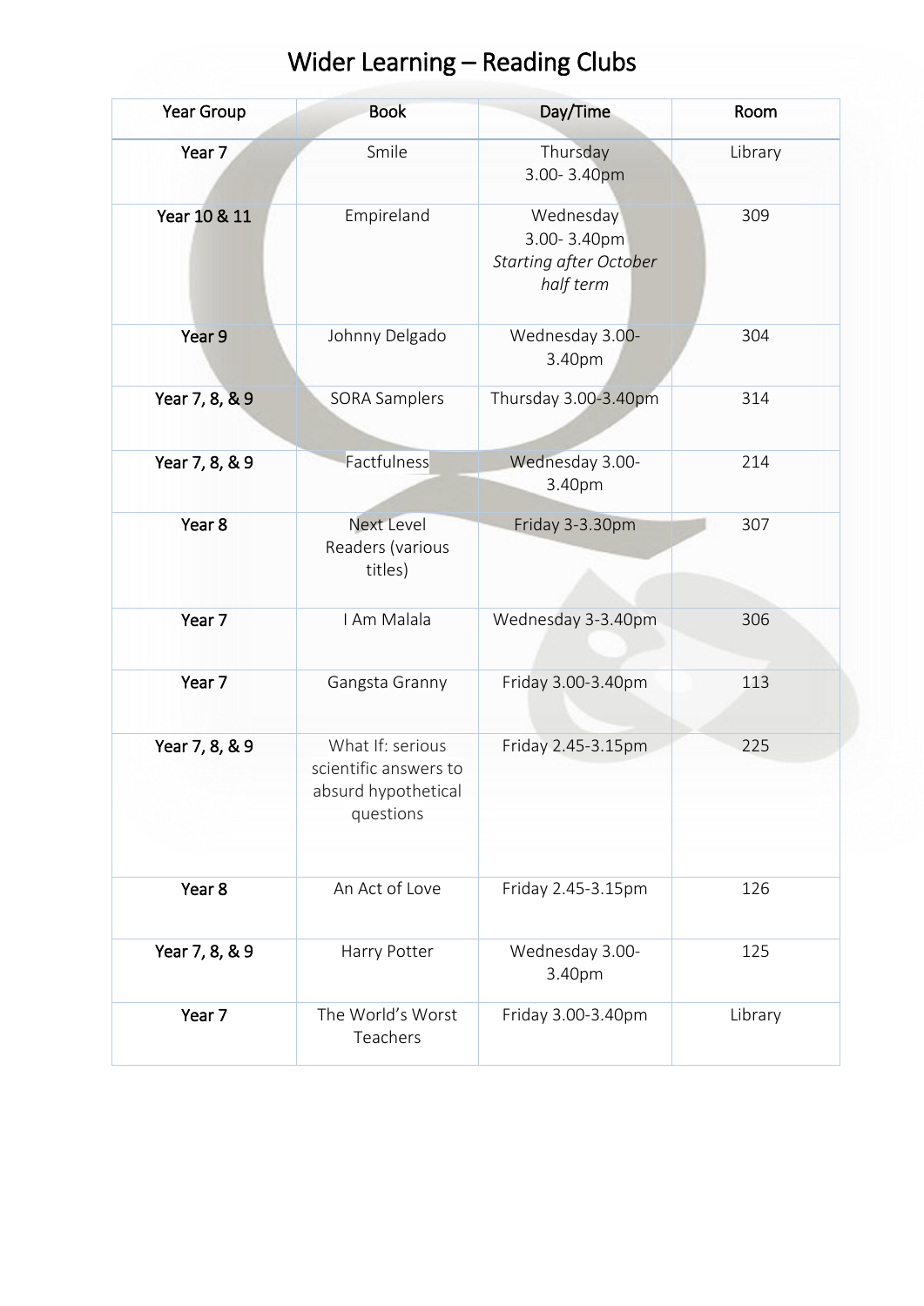# Wider Learning – Reading Clubs

| Year Group | Book | Day/Time | Room |
|---|---|---|---|
| **Year 7** | Smile | Thursday 3.00- 3.40pm | Library |
| **Year 10 & 11** | Empireland | Wednesday 3.00- 3.40pm *Starting after October half term* | 309 |
| **Year 9** | Johnny Delgado | Wednesday 3.00-3.40pm | 304 |
| **Year 7, 8, & 9** | SORA Samplers | Thursday 3.00-3.40pm | 314 |
| **Year 7, 8, & 9** | Factfulness | Wednesday 3.00-3.40pm | 214 |
| **Year 8** | Next Level Readers (various titles) | Friday 3-3.30pm | 307 |
| **Year 7** | I Am Malala | Wednesday 3-3.40pm | 306 |
| **Year 7** | Gangsta Granny | Friday 3.00-3.40pm | 113 |
| **Year 7, 8, & 9** | What If: serious scientific answers to absurd hypothetical questions | Friday 2.45-3.15pm | 225 |
| **Year 8** | An Act of Love | Friday 2.45-3.15pm | 126 |
| **Year 7, 8, & 9** | Harry Potter | Wednesday 3.00-3.40pm | 125 |
| **Year 7** | The World's Worst Teachers | Friday 3.00-3.40pm | Library |